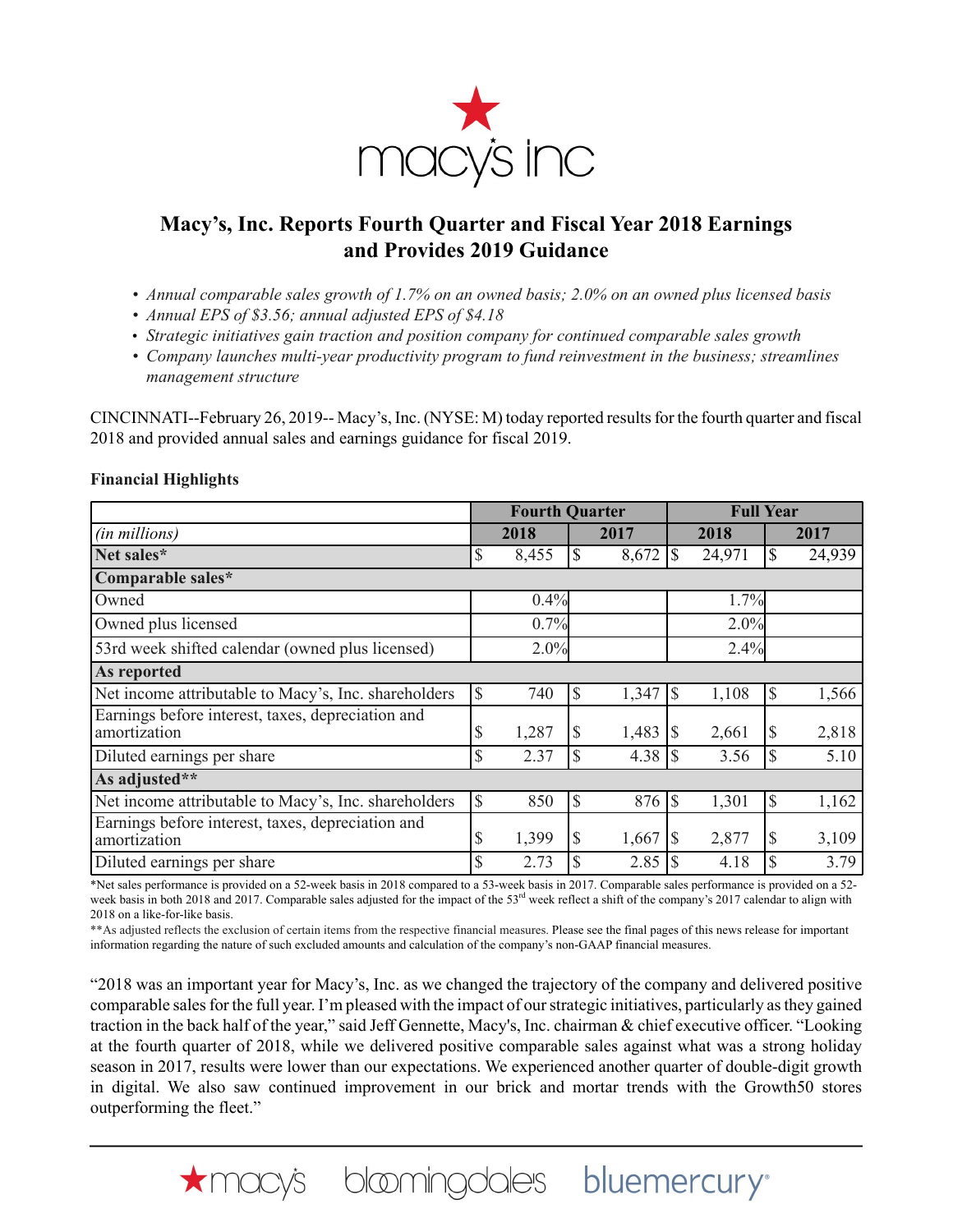# Macy's, Inc. Reports Fourth Quarter and Fiscal Year 2018 Earnings and Provides 2019 Guidance

- *Annual comparable sales growth of 1.7% on an owned basis; 2.0% on an owned plus licensed basis*
- *Annual EPS of $3.56; annual adjusted EPS of $4.18*
- *Strategic initiatives gain traction and position company for continued comparable sales growth*
- *Company launches multi-year productivity program to fund reinvestment in the business; streamlines management structure*

CINCINNATI--February 26, 2019-- Macy's, Inc. (NYSE: M) today reported results for the fourth quarter and fiscal 2018 and provided annual sales and earnings guidance for fiscal 2019.

**Financial Highlights**

| | Fourth Quarter | | Full Year | |
|---|---|---|---|---|
| *(in millions)* | 2018 | 2017 | 2018 | 2017 |
| **Net sales*** | $ 8,455 | $ 8,672 | $ 24,971 | $ 24,939 |
| **Comparable sales*** | | | | |
| Owned | 0.4% | | 1.7% | |
| Owned plus licensed | 0.7% | | 2.0% | |
| 53rd week shifted calendar (owned plus licensed) | 2.0% | | 2.4% | |
| **As reported** | | | | |
| Net income attributable to Macy's, Inc. shareholders | $ 740 | $ 1,347 | $ 1,108 | $ 1,566 |
| Earnings before interest, taxes, depreciation and amortization | $ 1,287 | $ 1,483 | $ 2,661 | $ 2,818 |
| Diluted earnings per share | $ 2.37 | $ 4.38 | $ 3.56 | $ 5.10 |
| **As adjusted**** | | | | |
| Net income attributable to Macy's, Inc. shareholders | $ 850 | $ 876 | $ 1,301 | $ 1,162 |
| Earnings before interest, taxes, depreciation and amortization | $ 1,399 | $ 1,667 | $ 2,877 | $ 3,109 |
| Diluted earnings per share | $ 2.73 | $ 2.85 | $ 4.18 | $ 3.79 |

*Net sales performance is provided on a 52-week basis in 2018 compared to a 53-week basis in 2017. Comparable sales performance is provided on a 52-week basis in both 2018 and 2017. Comparable sales adjusted for the impact of the 53rd week reflect a shift of the company's 2017 calendar to align with 2018 on a like-for-like basis.

**As adjusted reflects the exclusion of certain items from the respective financial measures. Please see the final pages of this news release for important information regarding the nature of such excluded amounts and calculation of the company's non-GAAP financial measures.

"2018 was an important year for Macy's, Inc. as we changed the trajectory of the company and delivered positive comparable sales for the full year. I'm pleased with the impact of our strategic initiatives, particularly as they gained traction in the back half of the year," said Jeff Gennette, Macy's, Inc. chairman & chief executive officer. "Looking at the fourth quarter of 2018, while we delivered positive comparable sales against what was a strong holiday season in 2017, results were lower than our expectations. We experienced another quarter of double-digit growth in digital. We also saw continued improvement in our brick and mortar trends with the Growth50 stores outperforming the fleet."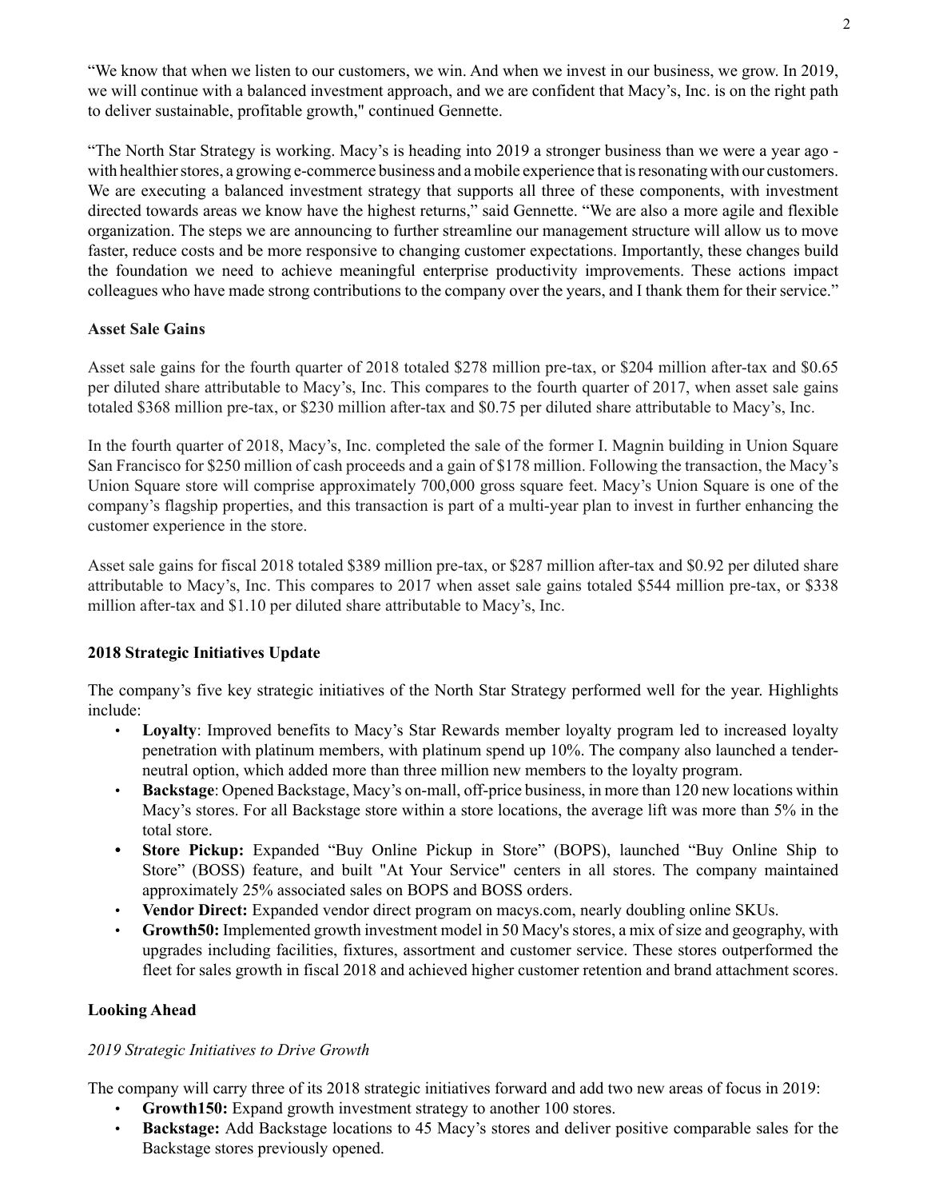"We know that when we listen to our customers, we win. And when we invest in our business, we grow. In 2019, we will continue with a balanced investment approach, and we are confident that Macy's, Inc. is on the right path to deliver sustainable, profitable growth," continued Gennette.

"The North Star Strategy is working. Macy's is heading into 2019 a stronger business than we were a year ago - with healthier stores, a growing e-commerce business and a mobile experience that is resonating with our customers. We are executing a balanced investment strategy that supports all three of these components, with investment directed towards areas we know have the highest returns," said Gennette. "We are also a more agile and flexible organization. The steps we are announcing to further streamline our management structure will allow us to move faster, reduce costs and be more responsive to changing customer expectations. Importantly, these changes build the foundation we need to achieve meaningful enterprise productivity improvements. These actions impact colleagues who have made strong contributions to the company over the years, and I thank them for their service."

**Asset Sale Gains**

Asset sale gains for the fourth quarter of 2018 totaled $278 million pre-tax, or $204 million after-tax and $0.65 per diluted share attributable to Macy's, Inc. This compares to the fourth quarter of 2017, when asset sale gains totaled $368 million pre-tax, or $230 million after-tax and $0.75 per diluted share attributable to Macy's, Inc.

In the fourth quarter of 2018, Macy's, Inc. completed the sale of the former I. Magnin building in Union Square San Francisco for $250 million of cash proceeds and a gain of $178 million. Following the transaction, the Macy's Union Square store will comprise approximately 700,000 gross square feet. Macy's Union Square is one of the company's flagship properties, and this transaction is part of a multi-year plan to invest in further enhancing the customer experience in the store.

Asset sale gains for fiscal 2018 totaled $389 million pre-tax, or $287 million after-tax and $0.92 per diluted share attributable to Macy's, Inc. This compares to 2017 when asset sale gains totaled $544 million pre-tax, or $338 million after-tax and $1.10 per diluted share attributable to Macy's, Inc.

**2018 Strategic Initiatives Update**

The company's five key strategic initiatives of the North Star Strategy performed well for the year. Highlights include:

- **Loyalty**: Improved benefits to Macy's Star Rewards member loyalty program led to increased loyalty penetration with platinum members, with platinum spend up 10%. The company also launched a tender-neutral option, which added more than three million new members to the loyalty program.
- **Backstage**: Opened Backstage, Macy's on-mall, off-price business, in more than 120 new locations within Macy's stores. For all Backstage store within a store locations, the average lift was more than 5% in the total store.
- **Store Pickup:** Expanded "Buy Online Pickup in Store" (BOPS), launched "Buy Online Ship to Store" (BOSS) feature, and built "At Your Service" centers in all stores. The company maintained approximately 25% associated sales on BOPS and BOSS orders.
- **Vendor Direct:** Expanded vendor direct program on macys.com, nearly doubling online SKUs.
- **Growth50:** Implemented growth investment model in 50 Macy's stores, a mix of size and geography, with upgrades including facilities, fixtures, assortment and customer service. These stores outperformed the fleet for sales growth in fiscal 2018 and achieved higher customer retention and brand attachment scores.

**Looking Ahead**

*2019 Strategic Initiatives to Drive Growth*

The company will carry three of its 2018 strategic initiatives forward and add two new areas of focus in 2019:

- **Growth150:** Expand growth investment strategy to another 100 stores.
- **Backstage:** Add Backstage locations to 45 Macy's stores and deliver positive comparable sales for the Backstage stores previously opened.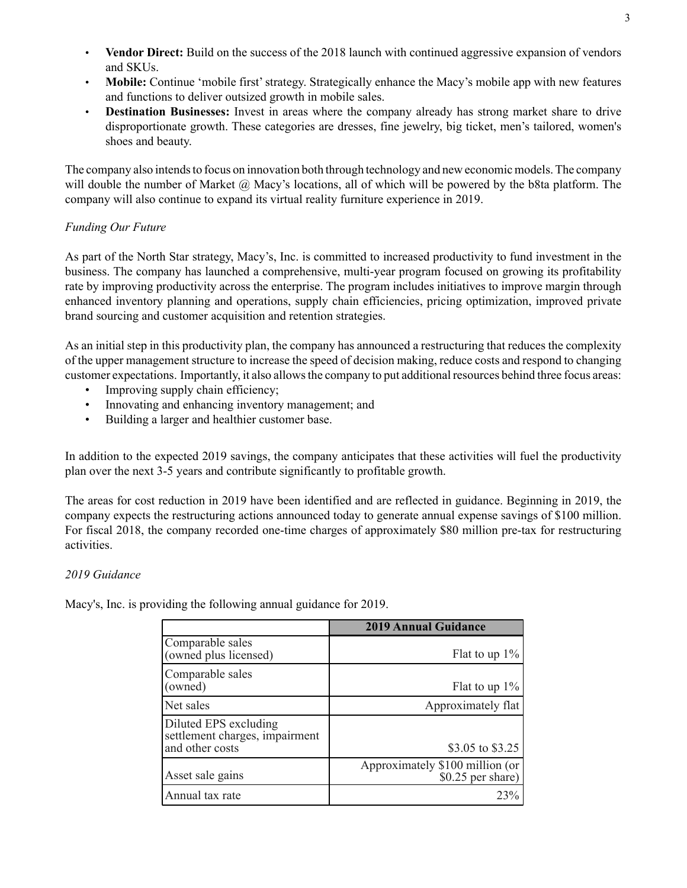- **Vendor Direct:** Build on the success of the 2018 launch with continued aggressive expansion of vendors and SKUs.
- **Mobile:** Continue 'mobile first' strategy. Strategically enhance the Macy's mobile app with new features and functions to deliver outsized growth in mobile sales.
- **Destination Businesses:** Invest in areas where the company already has strong market share to drive disproportionate growth. These categories are dresses, fine jewelry, big ticket, men's tailored, women's shoes and beauty.

The company also intends to focus on innovation both through technology and new economic models. The company will double the number of Market @ Macy's locations, all of which will be powered by the b8ta platform. The company will also continue to expand its virtual reality furniture experience in 2019.

*Funding Our Future*

As part of the North Star strategy, Macy's, Inc. is committed to increased productivity to fund investment in the business. The company has launched a comprehensive, multi-year program focused on growing its profitability rate by improving productivity across the enterprise. The program includes initiatives to improve margin through enhanced inventory planning and operations, supply chain efficiencies, pricing optimization, improved private brand sourcing and customer acquisition and retention strategies.

As an initial step in this productivity plan, the company has announced a restructuring that reduces the complexity of the upper management structure to increase the speed of decision making, reduce costs and respond to changing customer expectations. Importantly, it also allows the company to put additional resources behind three focus areas:

- Improving supply chain efficiency;
- Innovating and enhancing inventory management; and
- Building a larger and healthier customer base.

In addition to the expected 2019 savings, the company anticipates that these activities will fuel the productivity plan over the next 3-5 years and contribute significantly to profitable growth.

The areas for cost reduction in 2019 have been identified and are reflected in guidance. Beginning in 2019, the company expects the restructuring actions announced today to generate annual expense savings of $100 million. For fiscal 2018, the company recorded one-time charges of approximately $80 million pre-tax for restructuring activities.

*2019 Guidance*

Macy's, Inc. is providing the following annual guidance for 2019.

| | 2019 Annual Guidance |
|---|---|
| Comparable sales (owned plus licensed) | Flat to up 1% |
| Comparable sales (owned) | Flat to up 1% |
| Net sales | Approximately flat |
| Diluted EPS excluding settlement charges, impairment and other costs | $3.05 to $3.25 |
| Asset sale gains | Approximately $100 million (or $0.25 per share) |
| Annual tax rate | 23% |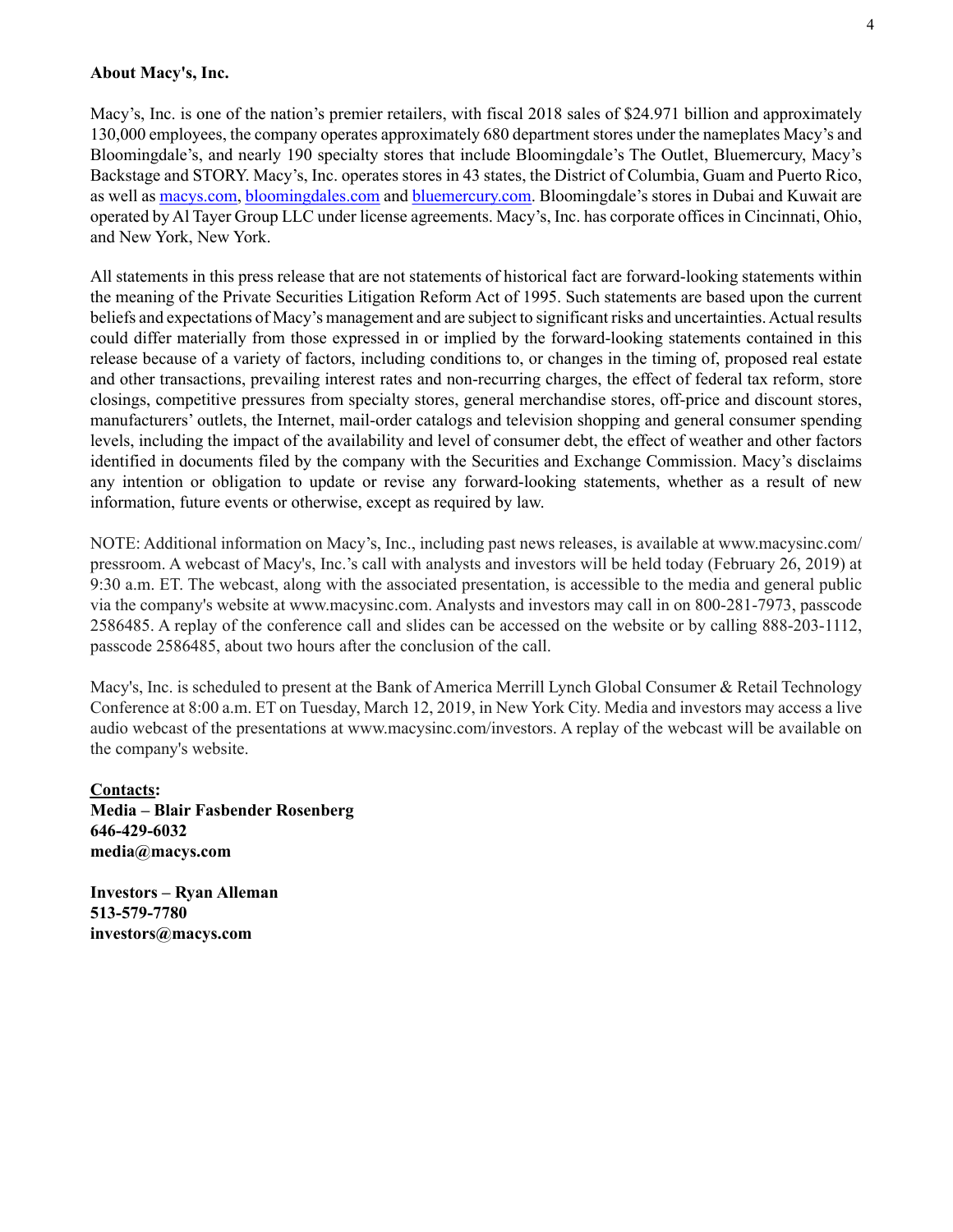**About Macy's, Inc.**

Macy's, Inc. is one of the nation's premier retailers, with fiscal 2018 sales of $24.971 billion and approximately 130,000 employees, the company operates approximately 680 department stores under the nameplates Macy's and Bloomingdale's, and nearly 190 specialty stores that include Bloomingdale's The Outlet, Bluemercury, Macy's Backstage and STORY. Macy's, Inc. operates stores in 43 states, the District of Columbia, Guam and Puerto Rico, as well as macys.com, bloomingdales.com and bluemercury.com. Bloomingdale's stores in Dubai and Kuwait are operated by Al Tayer Group LLC under license agreements. Macy's, Inc. has corporate offices in Cincinnati, Ohio, and New York, New York.

All statements in this press release that are not statements of historical fact are forward-looking statements within the meaning of the Private Securities Litigation Reform Act of 1995. Such statements are based upon the current beliefs and expectations of Macy's management and are subject to significant risks and uncertainties. Actual results could differ materially from those expressed in or implied by the forward-looking statements contained in this release because of a variety of factors, including conditions to, or changes in the timing of, proposed real estate and other transactions, prevailing interest rates and non-recurring charges, the effect of federal tax reform, store closings, competitive pressures from specialty stores, general merchandise stores, off-price and discount stores, manufacturers' outlets, the Internet, mail-order catalogs and television shopping and general consumer spending levels, including the impact of the availability and level of consumer debt, the effect of weather and other factors identified in documents filed by the company with the Securities and Exchange Commission. Macy's disclaims any intention or obligation to update or revise any forward-looking statements, whether as a result of new information, future events or otherwise, except as required by law.

NOTE: Additional information on Macy's, Inc., including past news releases, is available at www.macysinc.com/pressroom. A webcast of Macy's, Inc.'s call with analysts and investors will be held today (February 26, 2019) at 9:30 a.m. ET. The webcast, along with the associated presentation, is accessible to the media and general public via the company's website at www.macysinc.com. Analysts and investors may call in on 800-281-7973, passcode 2586485. A replay of the conference call and slides can be accessed on the website or by calling 888-203-1112, passcode 2586485, about two hours after the conclusion of the call.

Macy's, Inc. is scheduled to present at the Bank of America Merrill Lynch Global Consumer & Retail Technology Conference at 8:00 a.m. ET on Tuesday, March 12, 2019, in New York City. Media and investors may access a live audio webcast of the presentations at www.macysinc.com/investors. A replay of the webcast will be available on the company's website.

**Contacts:**
**Media – Blair Fasbender Rosenberg**
**646-429-6032**
**media@macys.com**

**Investors – Ryan Alleman**
**513-579-7780**
**investors@macys.com**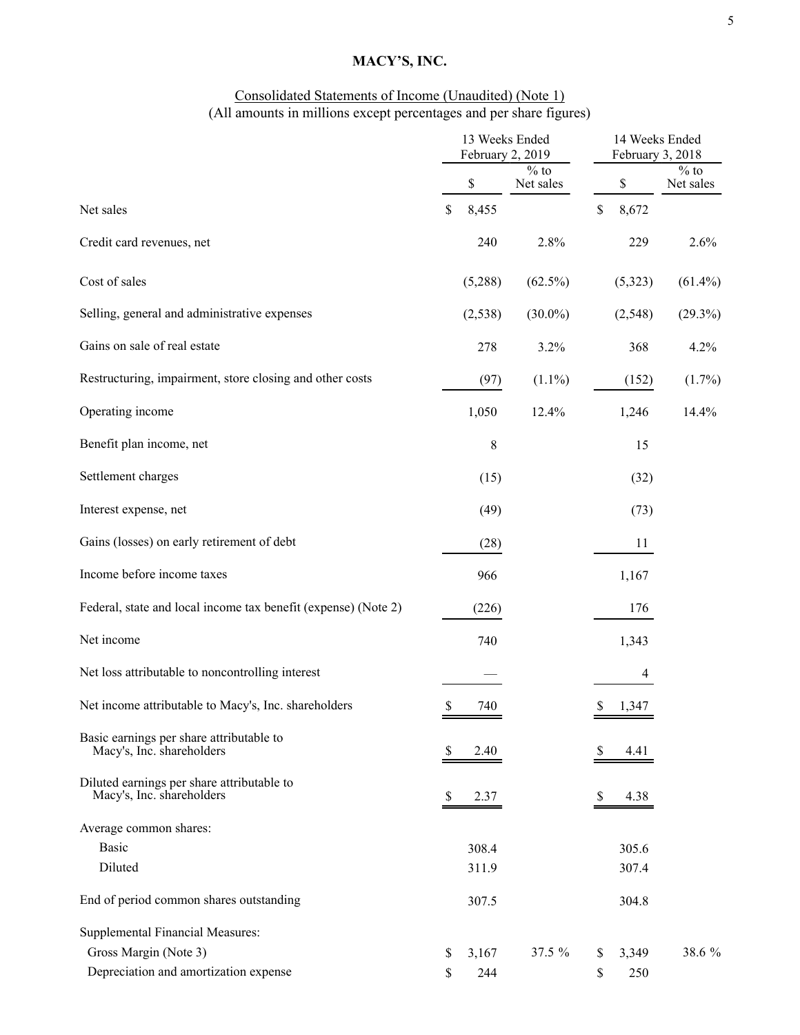# MACY'S, INC.

Consolidated Statements of Income (Unaudited) (Note 1)
(All amounts in millions except percentages and per share figures)

| | 13 Weeks Ended February 2, 2019 | | 14 Weeks Ended February 3, 2018 | |
|---|---|---|---|---|
| | $ | % to Net sales | $ | % to Net sales |
| Net sales | $ 8,455 | | $ 8,672 | |
| Credit card revenues, net | 240 | 2.8% | 229 | 2.6% |
| Cost of sales | (5,288) | (62.5%) | (5,323) | (61.4%) |
| Selling, general and administrative expenses | (2,538) | (30.0%) | (2,548) | (29.3%) |
| Gains on sale of real estate | 278 | 3.2% | 368 | 4.2% |
| Restructuring, impairment, store closing and other costs | (97) | (1.1%) | (152) | (1.7%) |
| Operating income | 1,050 | 12.4% | 1,246 | 14.4% |
| Benefit plan income, net | 8 | | 15 | |
| Settlement charges | (15) | | (32) | |
| Interest expense, net | (49) | | (73) | |
| Gains (losses) on early retirement of debt | (28) | | 11 | |
| Income before income taxes | 966 | | 1,167 | |
| Federal, state and local income tax benefit (expense) (Note 2) | (226) | | 176 | |
| Net income | 740 | | 1,343 | |
| Net loss attributable to noncontrolling interest | — | | 4 | |
| Net income attributable to Macy's, Inc. shareholders | $ 740 | | $ 1,347 | |
| Basic earnings per share attributable to Macy's, Inc. shareholders | $ 2.40 | | $ 4.41 | |
| Diluted earnings per share attributable to Macy's, Inc. shareholders | $ 2.37 | | $ 4.38 | |
| Average common shares: | | | | |
| Basic | 308.4 | | 305.6 | |
| Diluted | 311.9 | | 307.4 | |
| End of period common shares outstanding | 307.5 | | 304.8 | |
| Supplemental Financial Measures: | | | | |
| Gross Margin (Note 3) | $ 3,167 | 37.5 % | $ 3,349 | 38.6 % |
| Depreciation and amortization expense | $ 244 | | $ 250 | |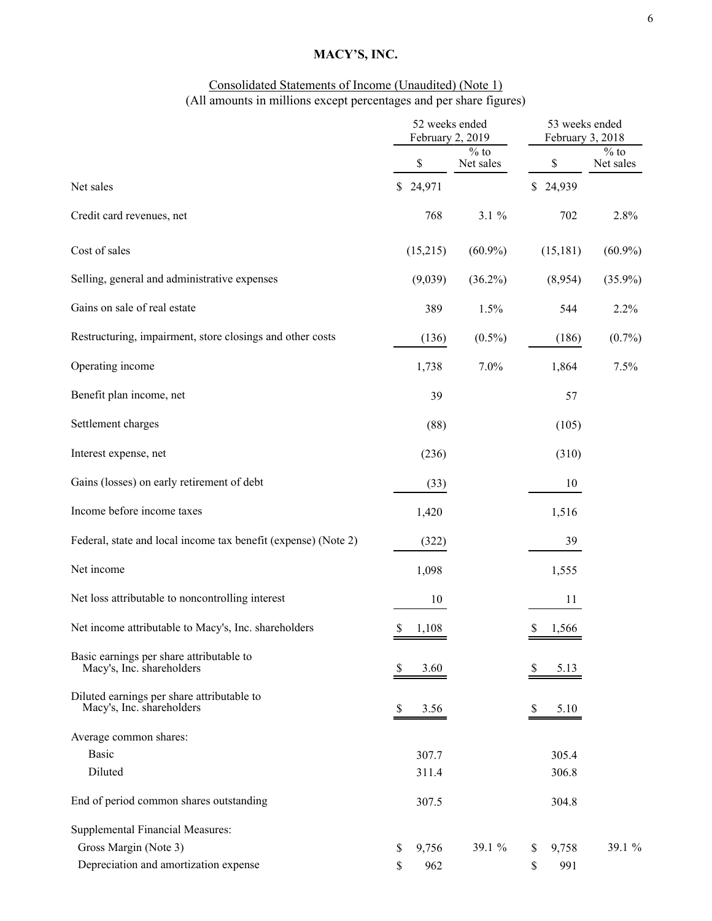# MACY'S, INC.

Consolidated Statements of Income (Unaudited) (Note 1)
(All amounts in millions except percentages and per share figures)

| | 52 weeks ended February 2, 2019 | | 53 weeks ended February 3, 2018 | |
|---|---|---|---|---|
| | $ | % to Net sales | $ | % to Net sales |
| Net sales | $ 24,971 | | $ 24,939 | |
| Credit card revenues, net | 768 | 3.1 % | 702 | 2.8% |
| Cost of sales | (15,215) | (60.9%) | (15,181) | (60.9%) |
| Selling, general and administrative expenses | (9,039) | (36.2%) | (8,954) | (35.9%) |
| Gains on sale of real estate | 389 | 1.5% | 544 | 2.2% |
| Restructuring, impairment, store closings and other costs | (136) | (0.5%) | (186) | (0.7%) |
| Operating income | 1,738 | 7.0% | 1,864 | 7.5% |
| Benefit plan income, net | 39 | | 57 | |
| Settlement charges | (88) | | (105) | |
| Interest expense, net | (236) | | (310) | |
| Gains (losses) on early retirement of debt | (33) | | 10 | |
| Income before income taxes | 1,420 | | 1,516 | |
| Federal, state and local income tax benefit (expense) (Note 2) | (322) | | 39 | |
| Net income | 1,098 | | 1,555 | |
| Net loss attributable to noncontrolling interest | 10 | | 11 | |
| Net income attributable to Macy's, Inc. shareholders | $ 1,108 | | $ 1,566 | |
| Basic earnings per share attributable to Macy's, Inc. shareholders | $ 3.60 | | $ 5.13 | |
| Diluted earnings per share attributable to Macy's, Inc. shareholders | $ 3.56 | | $ 5.10 | |
| Average common shares: | | | | |
| Basic | 307.7 | | 305.4 | |
| Diluted | 311.4 | | 306.8 | |
| End of period common shares outstanding | 307.5 | | 304.8 | |
| Supplemental Financial Measures: | | | | |
| Gross Margin (Note 3) | $ 9,756 | 39.1 % | $ 9,758 | 39.1 % |
| Depreciation and amortization expense | $ 962 | | $ 991 | |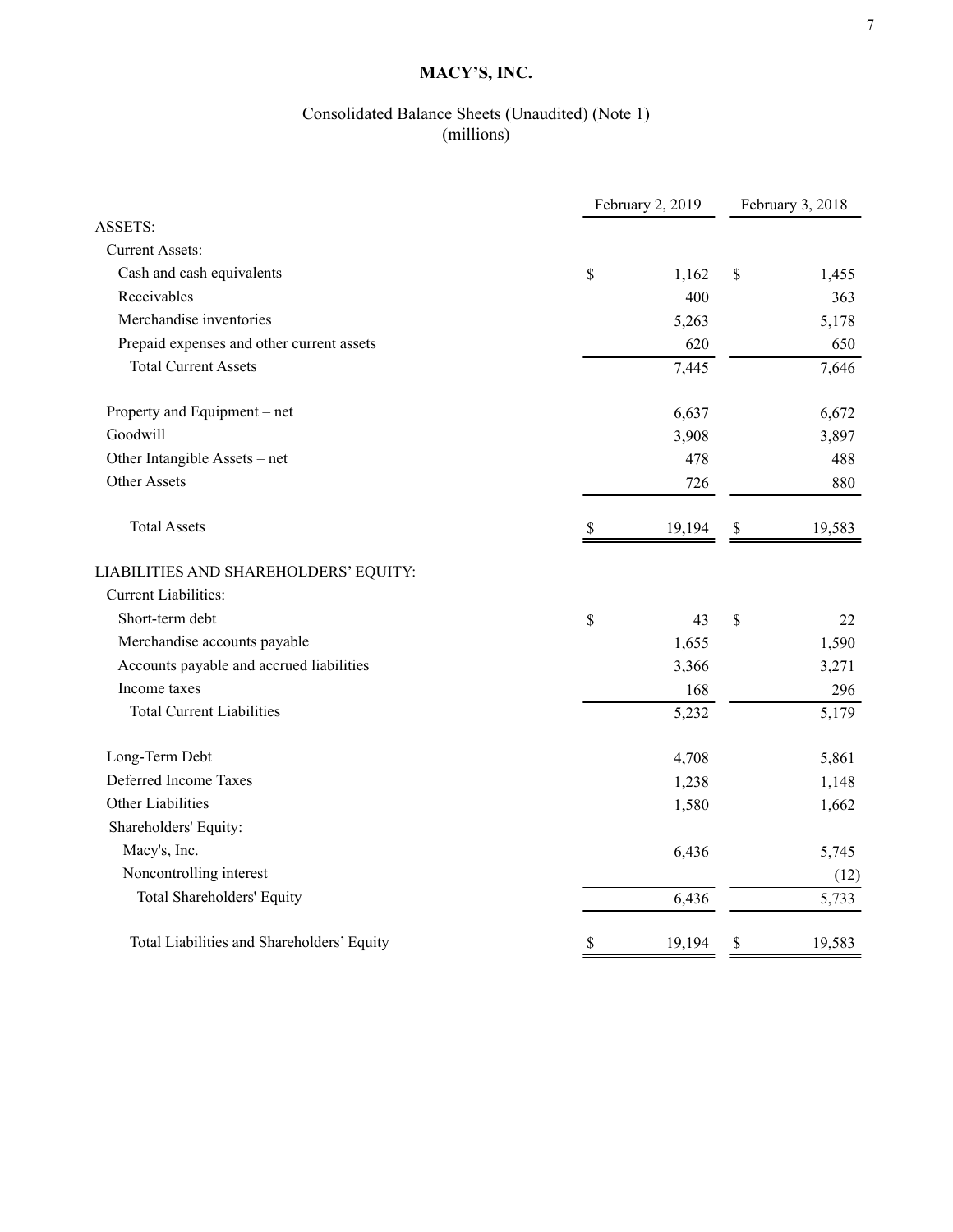# MACY'S, INC.

## Consolidated Balance Sheets (Unaudited) (Note 1)
(millions)

| | February 2, 2019 | February 3, 2018 |
|---|---|---|
| ASSETS: | | |
| Current Assets: | | |
| Cash and cash equivalents | $ 1,162 | $ 1,455 |
| Receivables | 400 | 363 |
| Merchandise inventories | 5,263 | 5,178 |
| Prepaid expenses and other current assets | 620 | 650 |
| Total Current Assets | 7,445 | 7,646 |
| | | |
| Property and Equipment – net | 6,637 | 6,672 |
| Goodwill | 3,908 | 3,897 |
| Other Intangible Assets – net | 478 | 488 |
| Other Assets | 726 | 880 |
| | | |
| Total Assets | $ 19,194 | $ 19,583 |
| | | |
| LIABILITIES AND SHAREHOLDERS' EQUITY: | | |
| Current Liabilities: | | |
| Short-term debt | $ 43 | $ 22 |
| Merchandise accounts payable | 1,655 | 1,590 |
| Accounts payable and accrued liabilities | 3,366 | 3,271 |
| Income taxes | 168 | 296 |
| Total Current Liabilities | 5,232 | 5,179 |
| | | |
| Long-Term Debt | 4,708 | 5,861 |
| Deferred Income Taxes | 1,238 | 1,148 |
| Other Liabilities | 1,580 | 1,662 |
| Shareholders' Equity: | | |
| Macy's, Inc. | 6,436 | 5,745 |
| Noncontrolling interest | — | (12) |
| Total Shareholders' Equity | 6,436 | 5,733 |
| | | |
| Total Liabilities and Shareholders' Equity | $ 19,194 | $ 19,583 |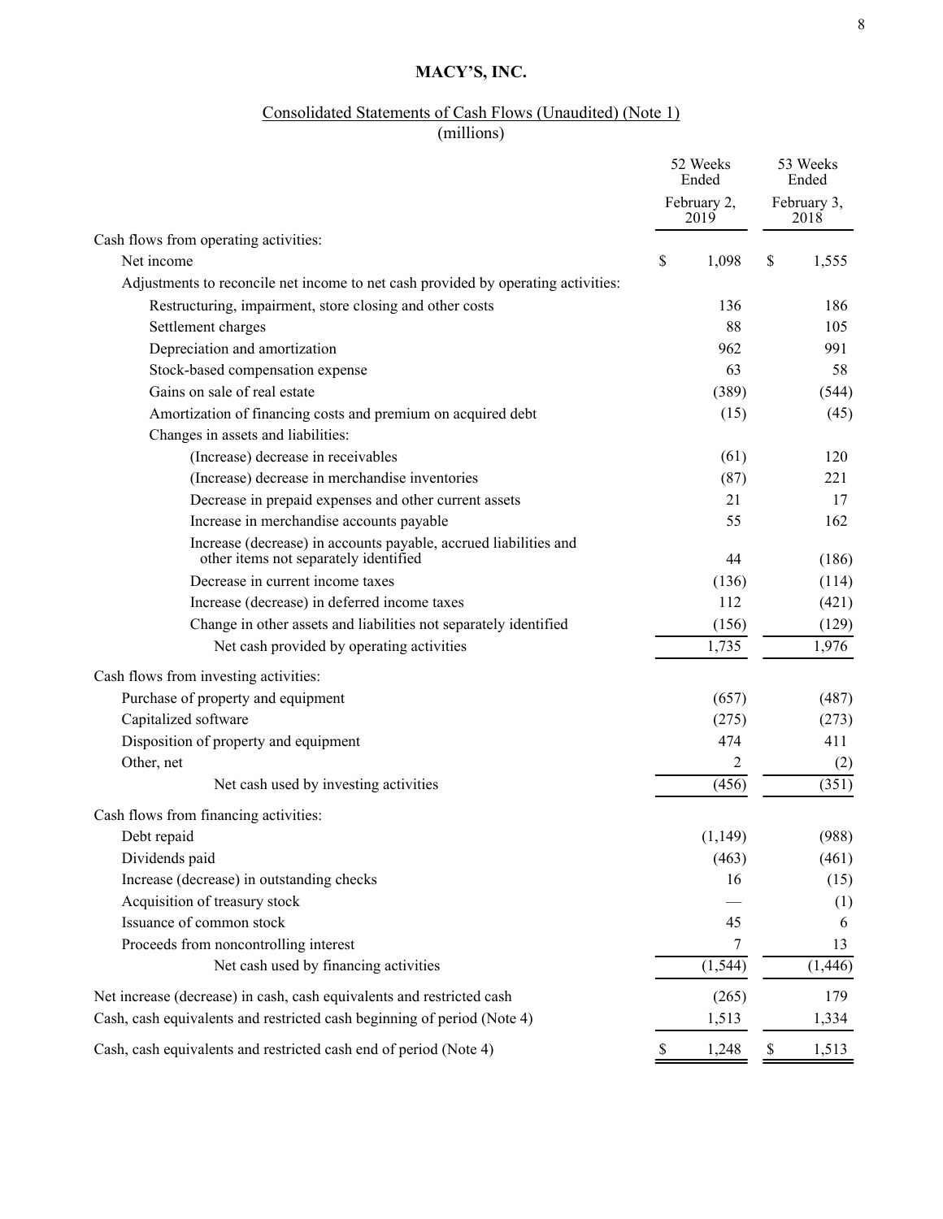# MACY'S, INC.

## Consolidated Statements of Cash Flows (Unaudited) (Note 1)
(millions)

| | 52 Weeks Ended February 2, 2019 | 53 Weeks Ended February 3, 2018 |
|---|---|---|
| Cash flows from operating activities: | | |
| Net income | $ 1,098 | $ 1,555 |
| Adjustments to reconcile net income to net cash provided by operating activities: | | |
| Restructuring, impairment, store closing and other costs | 136 | 186 |
| Settlement charges | 88 | 105 |
| Depreciation and amortization | 962 | 991 |
| Stock-based compensation expense | 63 | 58 |
| Gains on sale of real estate | (389) | (544) |
| Amortization of financing costs and premium on acquired debt | (15) | (45) |
| Changes in assets and liabilities: | | |
| (Increase) decrease in receivables | (61) | 120 |
| (Increase) decrease in merchandise inventories | (87) | 221 |
| Decrease in prepaid expenses and other current assets | 21 | 17 |
| Increase in merchandise accounts payable | 55 | 162 |
| Increase (decrease) in accounts payable, accrued liabilities and other items not separately identified | 44 | (186) |
| Decrease in current income taxes | (136) | (114) |
| Increase (decrease) in deferred income taxes | 112 | (421) |
| Change in other assets and liabilities not separately identified | (156) | (129) |
| Net cash provided by operating activities | 1,735 | 1,976 |
| Cash flows from investing activities: | | |
| Purchase of property and equipment | (657) | (487) |
| Capitalized software | (275) | (273) |
| Disposition of property and equipment | 474 | 411 |
| Other, net | 2 | (2) |
| Net cash used by investing activities | (456) | (351) |
| Cash flows from financing activities: | | |
| Debt repaid | (1,149) | (988) |
| Dividends paid | (463) | (461) |
| Increase (decrease) in outstanding checks | 16 | (15) |
| Acquisition of treasury stock | — | (1) |
| Issuance of common stock | 45 | 6 |
| Proceeds from noncontrolling interest | 7 | 13 |
| Net cash used by financing activities | (1,544) | (1,446) |
| Net increase (decrease) in cash, cash equivalents and restricted cash | (265) | 179 |
| Cash, cash equivalents and restricted cash beginning of period (Note 4) | 1,513 | 1,334 |
| Cash, cash equivalents and restricted cash end of period (Note 4) | $ 1,248 | $ 1,513 |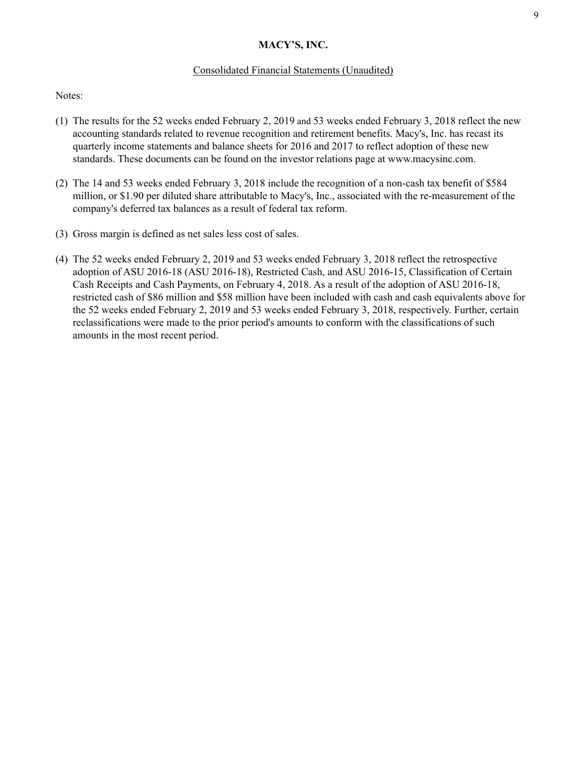**MACY'S, INC.**

Consolidated Financial Statements (Unaudited)

Notes:

(1) The results for the 52 weeks ended February 2, 2019 and 53 weeks ended February 3, 2018 reflect the new accounting standards related to revenue recognition and retirement benefits. Macy's, Inc. has recast its quarterly income statements and balance sheets for 2016 and 2017 to reflect adoption of these new standards. These documents can be found on the investor relations page at www.macysinc.com.

(2) The 14 and 53 weeks ended February 3, 2018 include the recognition of a non-cash tax benefit of $584 million, or $1.90 per diluted share attributable to Macy's, Inc., associated with the re-measurement of the company's deferred tax balances as a result of federal tax reform.

(3) Gross margin is defined as net sales less cost of sales.

(4) The 52 weeks ended February 2, 2019 and 53 weeks ended February 3, 2018 reflect the retrospective adoption of ASU 2016-18 (ASU 2016-18), Restricted Cash, and ASU 2016-15, Classification of Certain Cash Receipts and Cash Payments, on February 4, 2018. As a result of the adoption of ASU 2016-18, restricted cash of $86 million and $58 million have been included with cash and cash equivalents above for the 52 weeks ended February 2, 2019 and 53 weeks ended February 3, 2018, respectively. Further, certain reclassifications were made to the prior period's amounts to conform with the classifications of such amounts in the most recent period.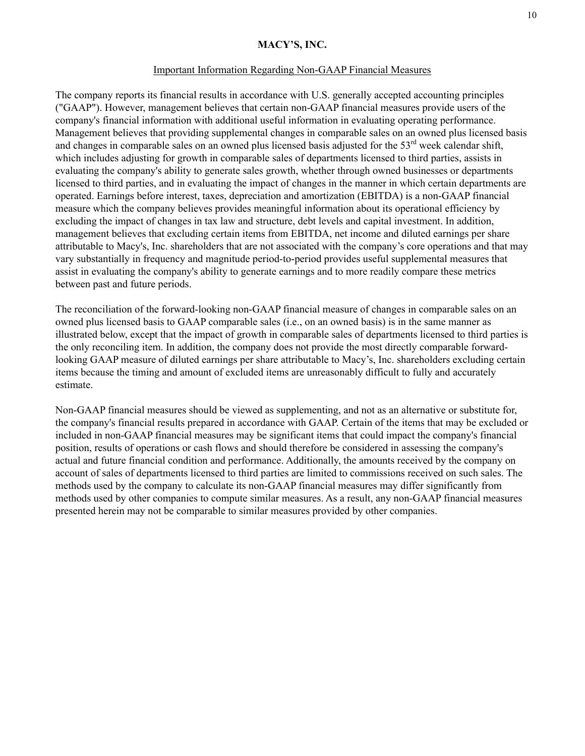# MACY'S, INC.

## Important Information Regarding Non-GAAP Financial Measures

The company reports its financial results in accordance with U.S. generally accepted accounting principles ("GAAP"). However, management believes that certain non-GAAP financial measures provide users of the company's financial information with additional useful information in evaluating operating performance. Management believes that providing supplemental changes in comparable sales on an owned plus licensed basis and changes in comparable sales on an owned plus licensed basis adjusted for the 53rd week calendar shift, which includes adjusting for growth in comparable sales of departments licensed to third parties, assists in evaluating the company's ability to generate sales growth, whether through owned businesses or departments licensed to third parties, and in evaluating the impact of changes in the manner in which certain departments are operated. Earnings before interest, taxes, depreciation and amortization (EBITDA) is a non-GAAP financial measure which the company believes provides meaningful information about its operational efficiency by excluding the impact of changes in tax law and structure, debt levels and capital investment. In addition, management believes that excluding certain items from EBITDA, net income and diluted earnings per share attributable to Macy's, Inc. shareholders that are not associated with the company's core operations and that may vary substantially in frequency and magnitude period-to-period provides useful supplemental measures that assist in evaluating the company's ability to generate earnings and to more readily compare these metrics between past and future periods.

The reconciliation of the forward-looking non-GAAP financial measure of changes in comparable sales on an owned plus licensed basis to GAAP comparable sales (i.e., on an owned basis) is in the same manner as illustrated below, except that the impact of growth in comparable sales of departments licensed to third parties is the only reconciling item. In addition, the company does not provide the most directly comparable forward-looking GAAP measure of diluted earnings per share attributable to Macy's, Inc. shareholders excluding certain items because the timing and amount of excluded items are unreasonably difficult to fully and accurately estimate.

Non-GAAP financial measures should be viewed as supplementing, and not as an alternative or substitute for, the company's financial results prepared in accordance with GAAP. Certain of the items that may be excluded or included in non-GAAP financial measures may be significant items that could impact the company's financial position, results of operations or cash flows and should therefore be considered in assessing the company's actual and future financial condition and performance. Additionally, the amounts received by the company on account of sales of departments licensed to third parties are limited to commissions received on such sales. The methods used by the company to calculate its non-GAAP financial measures may differ significantly from methods used by other companies to compute similar measures. As a result, any non-GAAP financial measures presented herein may not be comparable to similar measures provided by other companies.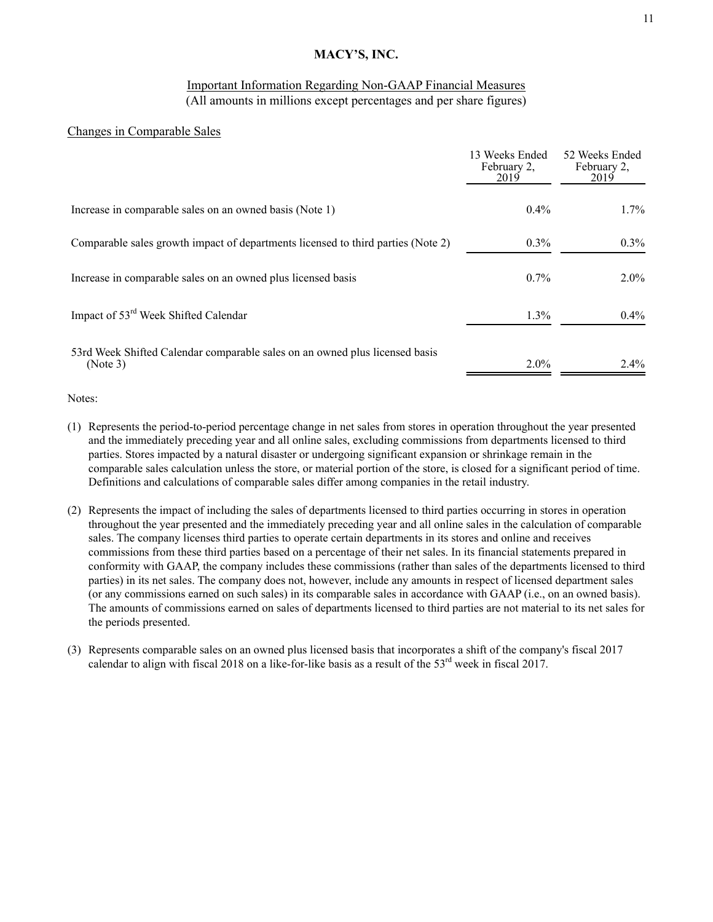# MACY'S, INC.

## Important Information Regarding Non-GAAP Financial Measures

(All amounts in millions except percentages and per share figures)

### Changes in Comparable Sales

| | 13 Weeks Ended February 2, 2019 | 52 Weeks Ended February 2, 2019 |
|---|---|---|
| Increase in comparable sales on an owned basis (Note 1) | 0.4% | 1.7% |
| Comparable sales growth impact of departments licensed to third parties (Note 2) | 0.3% | 0.3% |
| Increase in comparable sales on an owned plus licensed basis | 0.7% | 2.0% |
| Impact of 53rd Week Shifted Calendar | 1.3% | 0.4% |
| 53rd Week Shifted Calendar comparable sales on an owned plus licensed basis (Note 3) | 2.0% | 2.4% |

Notes:

(1) Represents the period-to-period percentage change in net sales from stores in operation throughout the year presented and the immediately preceding year and all online sales, excluding commissions from departments licensed to third parties. Stores impacted by a natural disaster or undergoing significant expansion or shrinkage remain in the comparable sales calculation unless the store, or material portion of the store, is closed for a significant period of time. Definitions and calculations of comparable sales differ among companies in the retail industry.

(2) Represents the impact of including the sales of departments licensed to third parties occurring in stores in operation throughout the year presented and the immediately preceding year and all online sales in the calculation of comparable sales. The company licenses third parties to operate certain departments in its stores and online and receives commissions from these third parties based on a percentage of their net sales. In its financial statements prepared in conformity with GAAP, the company includes these commissions (rather than sales of the departments licensed to third parties) in its net sales. The company does not, however, include any amounts in respect of licensed department sales (or any commissions earned on such sales) in its comparable sales in accordance with GAAP (i.e., on an owned basis). The amounts of commissions earned on sales of departments licensed to third parties are not material to its net sales for the periods presented.

(3) Represents comparable sales on an owned plus licensed basis that incorporates a shift of the company's fiscal 2017 calendar to align with fiscal 2018 on a like-for-like basis as a result of the 53rd week in fiscal 2017.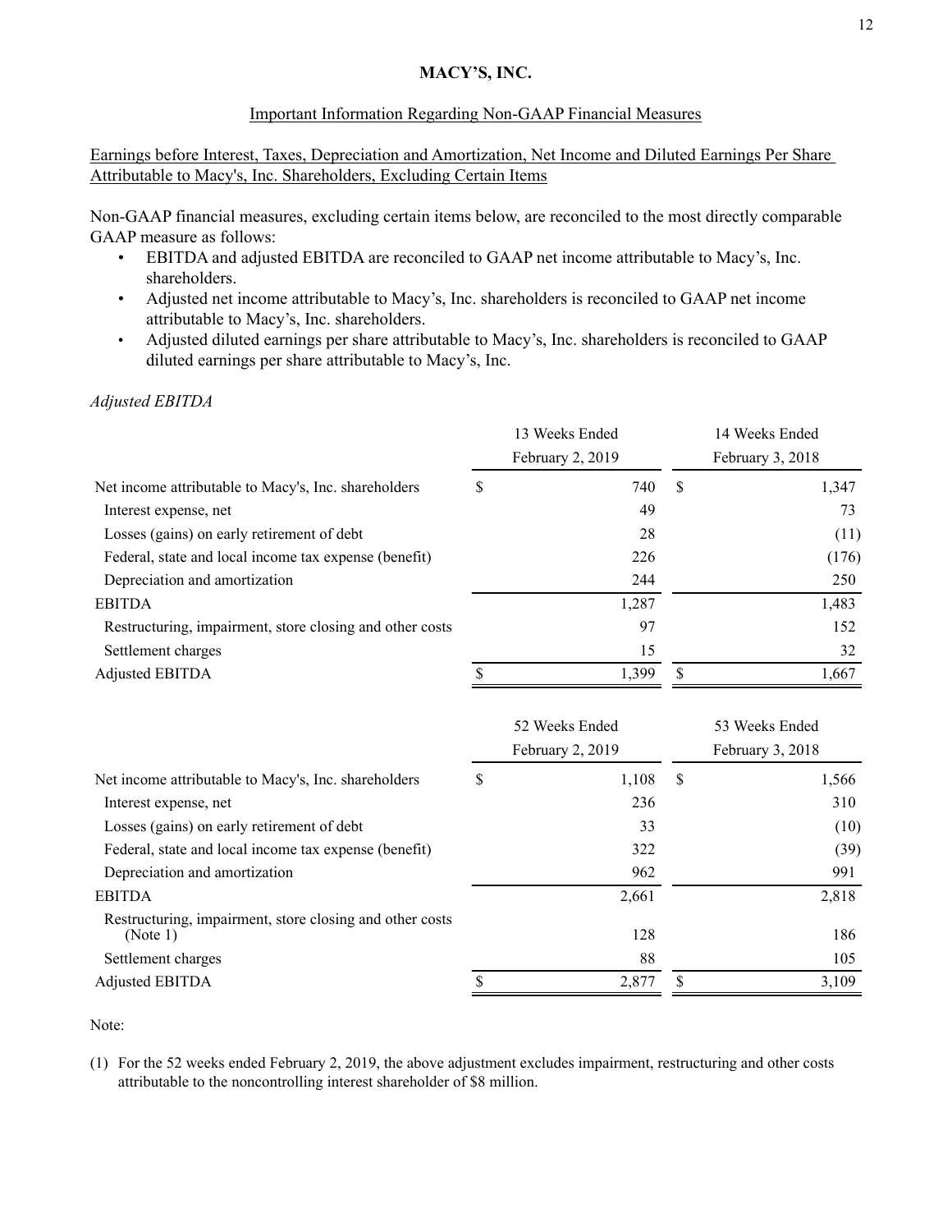**MACY'S, INC.**

Important Information Regarding Non-GAAP Financial Measures

Earnings before Interest, Taxes, Depreciation and Amortization, Net Income and Diluted Earnings Per Share Attributable to Macy's, Inc. Shareholders, Excluding Certain Items

Non-GAAP financial measures, excluding certain items below, are reconciled to the most directly comparable GAAP measure as follows:

- EBITDA and adjusted EBITDA are reconciled to GAAP net income attributable to Macy's, Inc. shareholders.
- Adjusted net income attributable to Macy's, Inc. shareholders is reconciled to GAAP net income attributable to Macy's, Inc. shareholders.
- Adjusted diluted earnings per share attributable to Macy's, Inc. shareholders is reconciled to GAAP diluted earnings per share attributable to Macy's, Inc.

*Adjusted EBITDA*

| | 13 Weeks Ended February 2, 2019 | 14 Weeks Ended February 3, 2018 |
|---|---|---|
| Net income attributable to Macy's, Inc. shareholders | $ 740 | $ 1,347 |
| Interest expense, net | 49 | 73 |
| Losses (gains) on early retirement of debt | 28 | (11) |
| Federal, state and local income tax expense (benefit) | 226 | (176) |
| Depreciation and amortization | 244 | 250 |
| EBITDA | 1,287 | 1,483 |
| Restructuring, impairment, store closing and other costs | 97 | 152 |
| Settlement charges | 15 | 32 |
| Adjusted EBITDA | $ 1,399 | $ 1,667 |

| | 52 Weeks Ended February 2, 2019 | 53 Weeks Ended February 3, 2018 |
|---|---|---|
| Net income attributable to Macy's, Inc. shareholders | $ 1,108 | $ 1,566 |
| Interest expense, net | 236 | 310 |
| Losses (gains) on early retirement of debt | 33 | (10) |
| Federal, state and local income tax expense (benefit) | 322 | (39) |
| Depreciation and amortization | 962 | 991 |
| EBITDA | 2,661 | 2,818 |
| Restructuring, impairment, store closing and other costs (Note 1) | 128 | 186 |
| Settlement charges | 88 | 105 |
| Adjusted EBITDA | $ 2,877 | $ 3,109 |

Note:

(1) For the 52 weeks ended February 2, 2019, the above adjustment excludes impairment, restructuring and other costs attributable to the noncontrolling interest shareholder of $8 million.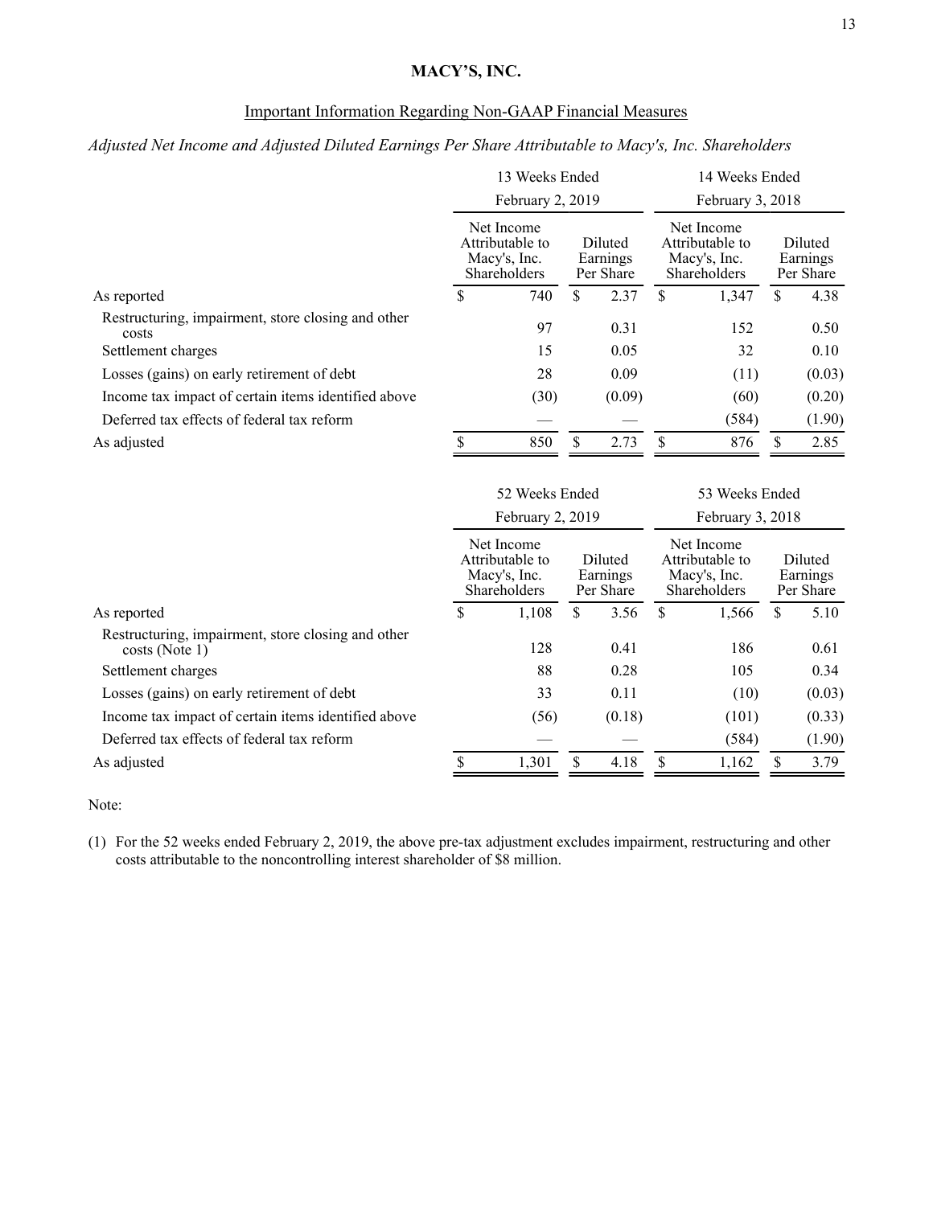**MACY'S, INC.**

Important Information Regarding Non-GAAP Financial Measures

*Adjusted Net Income and Adjusted Diluted Earnings Per Share Attributable to Macy's, Inc. Shareholders*

| | 13 Weeks Ended February 2, 2019 | | 14 Weeks Ended February 3, 2018 | |
|---|---|---|---|---|
| | Net Income Attributable to Macy's, Inc. Shareholders | Diluted Earnings Per Share | Net Income Attributable to Macy's, Inc. Shareholders | Diluted Earnings Per Share |
| As reported | $ 740 | $ 2.37 | $ 1,347 | $ 4.38 |
| Restructuring, impairment, store closing and other costs | 97 | 0.31 | 152 | 0.50 |
| Settlement charges | 15 | 0.05 | 32 | 0.10 |
| Losses (gains) on early retirement of debt | 28 | 0.09 | (11) | (0.03) |
| Income tax impact of certain items identified above | (30) | (0.09) | (60) | (0.20) |
| Deferred tax effects of federal tax reform | — | — | (584) | (1.90) |
| As adjusted | $ 850 | $ 2.73 | $ 876 | $ 2.85 |

| | 52 Weeks Ended February 2, 2019 | | 53 Weeks Ended February 3, 2018 | |
|---|---|---|---|---|
| | Net Income Attributable to Macy's, Inc. Shareholders | Diluted Earnings Per Share | Net Income Attributable to Macy's, Inc. Shareholders | Diluted Earnings Per Share |
| As reported | $ 1,108 | $ 3.56 | $ 1,566 | $ 5.10 |
| Restructuring, impairment, store closing and other costs (Note 1) | 128 | 0.41 | 186 | 0.61 |
| Settlement charges | 88 | 0.28 | 105 | 0.34 |
| Losses (gains) on early retirement of debt | 33 | 0.11 | (10) | (0.03) |
| Income tax impact of certain items identified above | (56) | (0.18) | (101) | (0.33) |
| Deferred tax effects of federal tax reform | — | — | (584) | (1.90) |
| As adjusted | $ 1,301 | $ 4.18 | $ 1,162 | $ 3.79 |

Note:

(1) For the 52 weeks ended February 2, 2019, the above pre-tax adjustment excludes impairment, restructuring and other costs attributable to the noncontrolling interest shareholder of $8 million.